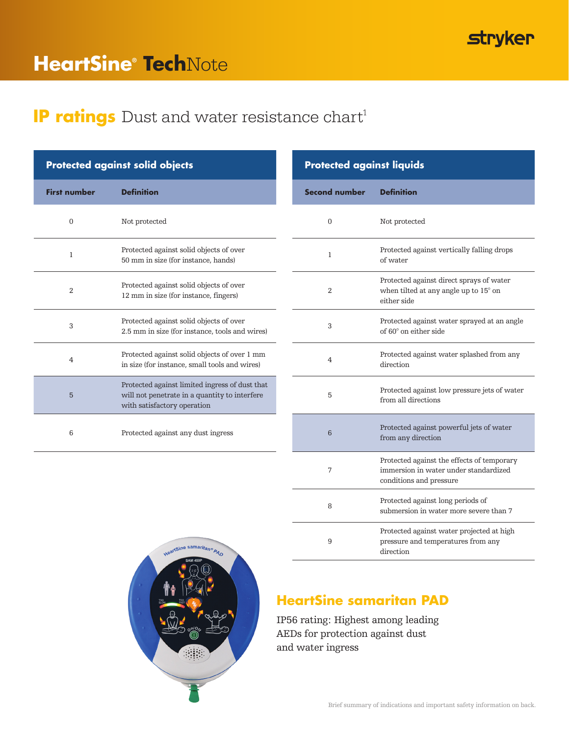stryker

# HeartSine® TechNote

## IP ratings Dust and water resistance chart[1]

### Protected against solid objects

| First number | Definition |
|---|---|
| 0 | Not protected |
| 1 | Protected against solid objects of over 50 mm in size (for instance, hands) |
| 2 | Protected against solid objects of over 12 mm in size (for instance, fingers) |
| 3 | Protected against solid objects of over 2.5 mm in size (for instance, tools and wires) |
| 4 | Protected against solid objects of over 1 mm in size (for instance, small tools and wires) |
| 5 | Protected against limited ingress of dust that will not penetrate in a quantity to interfere with satisfactory operation |
| 6 | Protected against any dust ingress |

### Protected against liquids

| Second number | Definition |
|---|---|
| 0 | Not protected |
| 1 | Protected against vertically falling drops of water |
| 2 | Protected against direct sprays of water when tilted at any angle up to 15° on either side |
| 3 | Protected against water sprayed at an angle of 60° on either side |
| 4 | Protected against water splashed from any direction |
| 5 | Protected against low pressure jets of water from all directions |
| 6 | Protected against powerful jets of water from any direction |
| 7 | Protected against the effects of temporary immersion in water under standardized conditions and pressure |
| 8 | Protected against long periods of submersion in water more severe than 7 |
| 9 | Protected against water projected at high pressure and temperatures from any direction |

## HeartSine samaritan PAD

IP56 rating: Highest among leading AEDs for protection against dust and water ingress

Brief summary of indications and important safety information on back.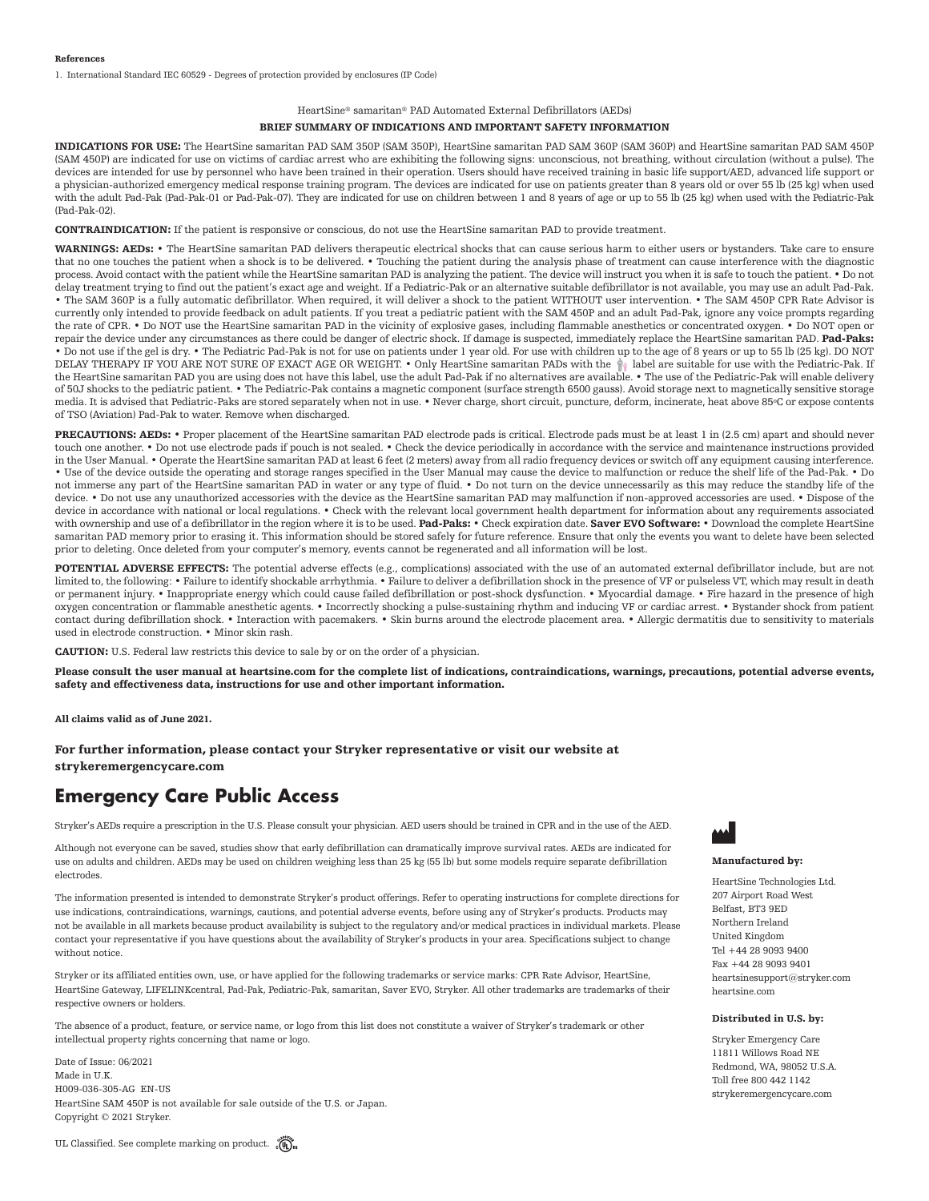**References**

1. International Standard IEC 60529 - Degrees of protection provided by enclosures (IP Code)

HeartSine® samaritan® PAD Automated External Defibrillators (AEDs)

**BRIEF SUMMARY OF INDICATIONS AND IMPORTANT SAFETY INFORMATION**

**INDICATIONS FOR USE:** The HeartSine samaritan PAD SAM 350P (SAM 350P), HeartSine samaritan PAD SAM 360P (SAM 360P) and HeartSine samaritan PAD SAM 450P (SAM 450P) are indicated for use on victims of cardiac arrest who are exhibiting the following signs: unconscious, not breathing, without circulation (without a pulse). The devices are intended for use by personnel who have been trained in their operation. Users should have received training in basic life support/AED, advanced life support or a physician-authorized emergency medical response training program. The devices are indicated for use on patients greater than 8 years old or over 55 lb (25 kg) when used with the adult Pad-Pak (Pad-Pak-01 or Pad-Pak-07). They are indicated for use on children between 1 and 8 years of age or up to 55 lb (25 kg) when used with the Pediatric-Pak (Pad-Pak-02).

**CONTRAINDICATION:** If the patient is responsive or conscious, do not use the HeartSine samaritan PAD to provide treatment.

**WARNINGS: AEDs:** • The HeartSine samaritan PAD delivers therapeutic electrical shocks that can cause serious harm to either users or bystanders. Take care to ensure that no one touches the patient when a shock is to be delivered. • Touching the patient during the analysis phase of treatment can cause interference with the diagnostic process. Avoid contact with the patient while the HeartSine samaritan PAD is analyzing the patient. The device will instruct you when it is safe to touch the patient. • Do not delay treatment trying to find out the patient's exact age and weight. If a Pediatric-Pak or an alternative suitable defibrillator is not available, you may use an adult Pad-Pak. • The SAM 360P is a fully automatic defibrillator. When required, it will deliver a shock to the patient WITHOUT user intervention. • The SAM 450P CPR Rate Advisor is currently only intended to provide feedback on adult patients. If you treat a pediatric patient with the SAM 450P and an adult Pad-Pak, ignore any voice prompts regarding the rate of CPR. • Do NOT use the HeartSine samaritan PAD in the vicinity of explosive gases, including flammable anesthetics or concentrated oxygen. • Do NOT open or repair the device under any circumstances as there could be danger of electric shock. If damage is suspected, immediately replace the HeartSine samaritan PAD. **Pad-Paks:** • Do not use if the gel is dry. • The Pediatric Pad-Pak is not for use on patients under 1 year old. For use with children up to the age of 8 years or up to 55 lb (25 kg). DO NOT DELAY THERAPY IF YOU ARE NOT SURE OF EXACT AGE OR WEIGHT. • Only HeartSine samaritan PADs with the label are suitable for use with the Pediatric-Pak. If the HeartSine samaritan PAD you are using does not have this label, use the adult Pad-Pak if no alternatives are available. • The use of the Pediatric-Pak will enable delivery of 50J shocks to the pediatric patient. • The Pediatric-Pak contains a magnetic component (surface strength 6500 gauss). Avoid storage next to magnetically sensitive storage media. It is advised that Pediatric-Paks are stored separately when not in use. • Never charge, short circuit, puncture, deform, incinerate, heat above 85ºC or expose contents of TSO (Aviation) Pad-Pak to water. Remove when discharged.

**PRECAUTIONS: AEDs:** • Proper placement of the HeartSine samaritan PAD electrode pads is critical. Electrode pads must be at least 1 in (2.5 cm) apart and should never touch one another. • Do not use electrode pads if pouch is not sealed. • Check the device periodically in accordance with the service and maintenance instructions provided in the User Manual. • Operate the HeartSine samaritan PAD at least 6 feet (2 meters) away from all radio frequency devices or switch off any equipment causing interference. • Use of the device outside the operating and storage ranges specified in the User Manual may cause the device to malfunction or reduce the shelf life of the Pad-Pak. • Do not immerse any part of the HeartSine samaritan PAD in water or any type of fluid. • Do not turn on the device unnecessarily as this may reduce the standby life of the device. • Do not use any unauthorized accessories with the device as the HeartSine samaritan PAD may malfunction if non-approved accessories are used. • Dispose of the device in accordance with national or local regulations. • Check with the relevant local government health department for information about any requirements associated with ownership and use of a defibrillator in the region where it is to be used. **Pad-Paks:** • Check expiration date. **Saver EVO Software:** • Download the complete HeartSine samaritan PAD memory prior to erasing it. This information should be stored safely for future reference. Ensure that only the events you want to delete have been selected prior to deleting. Once deleted from your computer's memory, events cannot be regenerated and all information will be lost.

**POTENTIAL ADVERSE EFFECTS:** The potential adverse effects (e.g., complications) associated with the use of an automated external defibrillator include, but are not limited to, the following: • Failure to identify shockable arrhythmia. • Failure to deliver a defibrillation shock in the presence of VF or pulseless VT, which may result in death or permanent injury. • Inappropriate energy which could cause failed defibrillation or post-shock dysfunction. • Myocardial damage. • Fire hazard in the presence of high oxygen concentration or flammable anesthetic agents. • Incorrectly shocking a pulse-sustaining rhythm and inducing VF or cardiac arrest. • Bystander shock from patient contact during defibrillation shock. • Interaction with pacemakers. • Skin burns around the electrode placement area. • Allergic dermatitis due to sensitivity to materials used in electrode construction. • Minor skin rash.

**CAUTION:** U.S. Federal law restricts this device to sale by or on the order of a physician.

**Please consult the user manual at heartsine.com for the complete list of indications, contraindications, warnings, precautions, potential adverse events, safety and effectiveness data, instructions for use and other important information.**

**All claims valid as of June 2021.**

**For further information, please contact your Stryker representative or visit our website at strykeremergencycare.com**

## Emergency Care Public Access

Stryker's AEDs require a prescription in the U.S. Please consult your physician. AED users should be trained in CPR and in the use of the AED.

Although not everyone can be saved, studies show that early defibrillation can dramatically improve survival rates. AEDs are indicated for use on adults and children. AEDs may be used on children weighing less than 25 kg (55 lb) but some models require separate defibrillation electrodes.

The information presented is intended to demonstrate Stryker's product offerings. Refer to operating instructions for complete directions for use indications, contraindications, warnings, cautions, and potential adverse events, before using any of Stryker's products. Products may not be available in all markets because product availability is subject to the regulatory and/or medical practices in individual markets. Please contact your representative if you have questions about the availability of Stryker's products in your area. Specifications subject to change without notice.

Stryker or its affiliated entities own, use, or have applied for the following trademarks or service marks: CPR Rate Advisor, HeartSine, HeartSine Gateway, LIFELINKcentral, Pad-Pak, Pediatric-Pak, samaritan, Saver EVO, Stryker. All other trademarks are trademarks of their respective owners or holders.

The absence of a product, feature, or service name, or logo from this list does not constitute a waiver of Stryker's trademark or other intellectual property rights concerning that name or logo.

Date of Issue: 06/2021
Made in U.K.
H009-036-305-AG EN-US
HeartSine SAM 450P is not available for sale outside of the U.S. or Japan.
Copyright © 2021 Stryker.

UL Classified. See complete marking on product.

**Manufactured by:**

HeartSine Technologies Ltd.
207 Airport Road West
Belfast, BT3 9ED
Northern Ireland
United Kingdom
Tel +44 28 9093 9400
Fax +44 28 9093 9401
heartsinesupport@stryker.com
heartsine.com

**Distributed in U.S. by:**

Stryker Emergency Care
11811 Willows Road NE
Redmond, WA, 98052 U.S.A.
Toll free 800 442 1142
strykeremergencycare.com